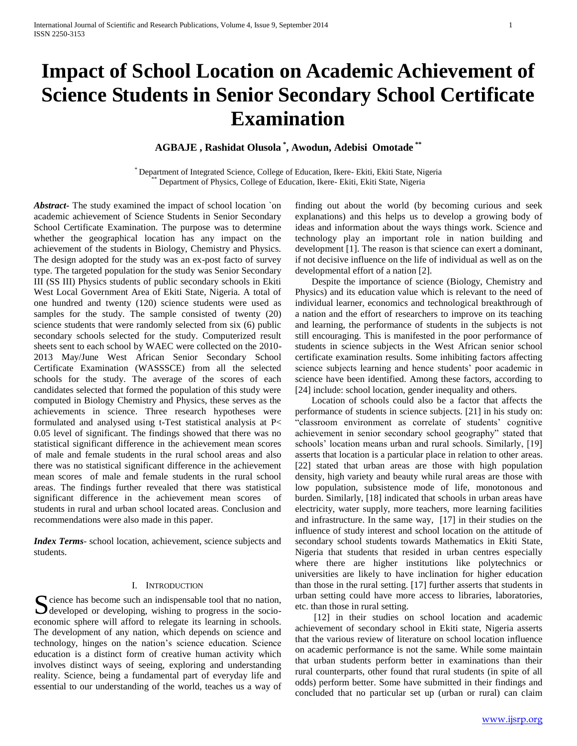# Impact of School Location on Academic Achievement of Science Students in Senior Secondary School Certificate Examination

**AGBAJE , Rashidat Olusola [*], Awodun, Adebisi Omotade [**]**

[*] Department of Integrated Science, College of Education, Ikere- Ekiti, Ekiti State, Nigeria
[**] Department of Physics, College of Education, Ikere- Ekiti, Ekiti State, Nigeria

***Abstract***- The study examined the impact of school location `on academic achievement of Science Students in Senior Secondary School Certificate Examination. The purpose was to determine whether the geographical location has any impact on the achievement of the students in Biology, Chemistry and Physics. The design adopted for the study was an ex-post facto of survey type. The targeted population for the study was Senior Secondary III (SS III) Physics students of public secondary schools in Ekiti West Local Government Area of Ekiti State, Nigeria. A total of one hundred and twenty (120) science students were used as samples for the study. The sample consisted of twenty (20) science students that were randomly selected from six (6) public secondary schools selected for the study. Computerized result sheets sent to each school by WAEC were collected on the 2010-2013 May/June West African Senior Secondary School Certificate Examination (WASSSCE) from all the selected schools for the study. The average of the scores of each candidates selected that formed the population of this study were computed in Biology Chemistry and Physics, these serves as the achievements in science. Three research hypotheses were formulated and analysed using t-Test statistical analysis at P< 0.05 level of significant. The findings showed that there was no statistical significant difference in the achievement mean scores of male and female students in the rural school areas and also there was no statistical significant difference in the achievement mean scores of male and female students in the rural school areas. The findings further revealed that there was statistical significant difference in the achievement mean scores of students in rural and urban school located areas. Conclusion and recommendations were also made in this paper.

***Index Terms***- school location, achievement, science subjects and students.

## I. Introduction

Science has become such an indispensable tool that no nation, developed or developing, wishing to progress in the socio-economic sphere will afford to relegate its learning in schools. The development of any nation, which depends on science and technology, hinges on the nation's science education. Science education is a distinct form of creative human activity which involves distinct ways of seeing, exploring and understanding reality. Science, being a fundamental part of everyday life and essential to our understanding of the world, teaches us a way of finding out about the world (by becoming curious and seek explanations) and this helps us to develop a growing body of ideas and information about the ways things work. Science and technology play an important role in nation building and development [1]. The reason is that science can exert a dominant, if not decisive influence on the life of individual as well as on the developmental effort of a nation [2].

Despite the importance of science (Biology, Chemistry and Physics) and its education value which is relevant to the need of individual learner, economics and technological breakthrough of a nation and the effort of researchers to improve on its teaching and learning, the performance of students in the subjects is not still encouraging. This is manifested in the poor performance of students in science subjects in the West African senior school certificate examination results. Some inhibiting factors affecting science subjects learning and hence students' poor academic in science have been identified. Among these factors, according to [24] include: school location, gender inequality and others.

Location of schools could also be a factor that affects the performance of students in science subjects. [21] in his study on: "classroom environment as correlate of students' cognitive achievement in senior secondary school geography" stated that schools' location means urban and rural schools. Similarly, [19] asserts that location is a particular place in relation to other areas. [22] stated that urban areas are those with high population density, high variety and beauty while rural areas are those with low population, subsistence mode of life, monotonous and burden. Similarly, [18] indicated that schools in urban areas have electricity, water supply, more teachers, more learning facilities and infrastructure. In the same way, [17] in their studies on the influence of study interest and school location on the attitude of secondary school students towards Mathematics in Ekiti State, Nigeria that students that resided in urban centres especially where there are higher institutions like polytechnics or universities are likely to have inclination for higher education than those in the rural setting. [17] further asserts that students in urban setting could have more access to libraries, laboratories, etc. than those in rural setting.

[12] in their studies on school location and academic achievement of secondary school in Ekiti state, Nigeria asserts that the various review of literature on school location influence on academic performance is not the same. While some maintain that urban students perform better in examinations than their rural counterparts, other found that rural students (in spite of all odds) perform better. Some have submitted in their findings and concluded that no particular set up (urban or rural) can claim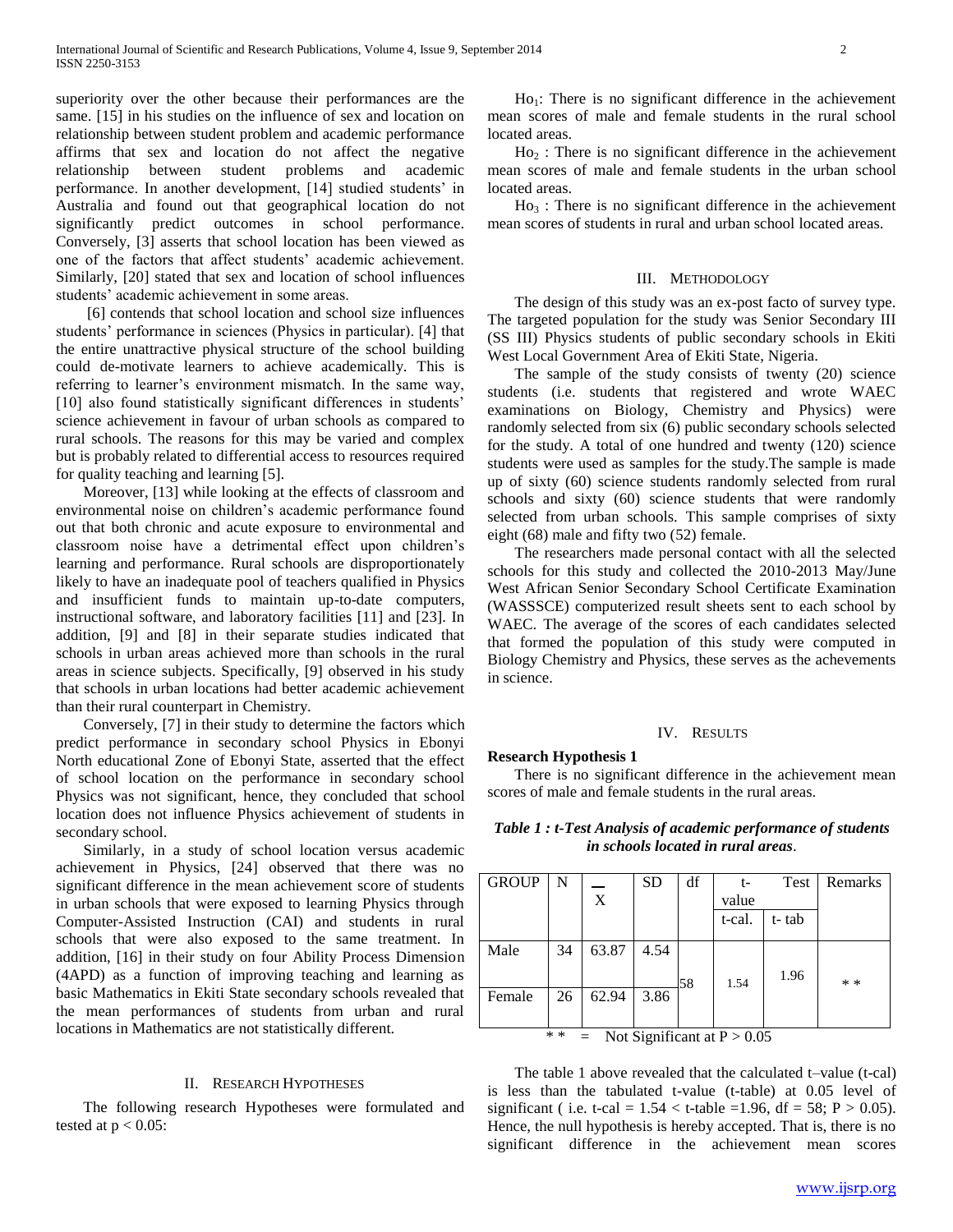superiority over the other because their performances are the same. [15] in his studies on the influence of sex and location on relationship between student problem and academic performance affirms that sex and location do not affect the negative relationship between student problems and academic performance. In another development, [14] studied students' in Australia and found out that geographical location do not significantly predict outcomes in school performance. Conversely, [3] asserts that school location has been viewed as one of the factors that affect students' academic achievement. Similarly, [20] stated that sex and location of school influences students' academic achievement in some areas.

[6] contends that school location and school size influences students' performance in sciences (Physics in particular). [4] that the entire unattractive physical structure of the school building could de-motivate learners to achieve academically. This is referring to learner's environment mismatch. In the same way, [10] also found statistically significant differences in students' science achievement in favour of urban schools as compared to rural schools. The reasons for this may be varied and complex but is probably related to differential access to resources required for quality teaching and learning [5].

Moreover, [13] while looking at the effects of classroom and environmental noise on children's academic performance found out that both chronic and acute exposure to environmental and classroom noise have a detrimental effect upon children's learning and performance. Rural schools are disproportionately likely to have an inadequate pool of teachers qualified in Physics and insufficient funds to maintain up-to-date computers, instructional software, and laboratory facilities [11] and [23]. In addition, [9] and [8] in their separate studies indicated that schools in urban areas achieved more than schools in the rural areas in science subjects. Specifically, [9] observed in his study that schools in urban locations had better academic achievement than their rural counterpart in Chemistry.

Conversely, [7] in their study to determine the factors which predict performance in secondary school Physics in Ebonyi North educational Zone of Ebonyi State, asserted that the effect of school location on the performance in secondary school Physics was not significant, hence, they concluded that school location does not influence Physics achievement of students in secondary school.

Similarly, in a study of school location versus academic achievement in Physics, [24] observed that there was no significant difference in the mean achievement score of students in urban schools that were exposed to learning Physics through Computer-Assisted Instruction (CAI) and students in rural schools that were also exposed to the same treatment. In addition, [16] in their study on four Ability Process Dimension (4APD) as a function of improving teaching and learning as basic Mathematics in Ekiti State secondary schools revealed that the mean performances of students from urban and rural locations in Mathematics are not statistically different.

## II. Research Hypotheses

The following research Hypotheses were formulated and tested at $p < 0.05$:

$Ho_1$: There is no significant difference in the achievement mean scores of male and female students in the rural school located areas.

$Ho_2$ : There is no significant difference in the achievement mean scores of male and female students in the urban school located areas.

$Ho_3$ : There is no significant difference in the achievement mean scores of students in rural and urban school located areas.

## III. Methodology

The design of this study was an ex-post facto of survey type. The targeted population for the study was Senior Secondary III (SS III) Physics students of public secondary schools in Ekiti West Local Government Area of Ekiti State, Nigeria.

The sample of the study consists of twenty (20) science students (i.e. students that registered and wrote WAEC examinations on Biology, Chemistry and Physics) were randomly selected from six (6) public secondary schools selected for the study. A total of one hundred and twenty (120) science students were used as samples for the study.The sample is made up of sixty (60) science students randomly selected from rural schools and sixty (60) science students that were randomly selected from urban schools. This sample comprises of sixty eight (68) male and fifty two (52) female.

The researchers made personal contact with all the selected schools for this study and collected the 2010-2013 May/June West African Senior Secondary School Certificate Examination (WASSSCE) computerized result sheets sent to each school by WAEC. The average of the scores of each candidates selected that formed the population of this study were computed in Biology Chemistry and Physics, these serves as the achevements in science.

## IV. Results

**Research Hypothesis 1**

There is no significant difference in the achievement mean scores of male and female students in the rural areas.

***Table 1 : t-Test Analysis of academic performance of students in schools located in rural areas*.**

| GROUP | N | $\bar{X}$ | SD | df | t-value Test | | Remarks |
|---|---|---|---|---|---|---|---|
| | | | | | t-cal. | t- tab | |
| Male | 34 | 63.87 | 4.54 | 58 | 1.54 | 1.96 | * * |
| Female | 26 | 62.94 | 3.86 | | | | |

\* \* = Not Significant at $P > 0.05$

The table 1 above revealed that the calculated t–value (t-cal) is less than the tabulated t-value (t-table) at 0.05 level of significant ( i.e. t-cal = 1.54 < t-table =1.96, df = 58; $P > 0.05$). Hence, the null hypothesis is hereby accepted. That is, there is no significant difference in the achievement mean scores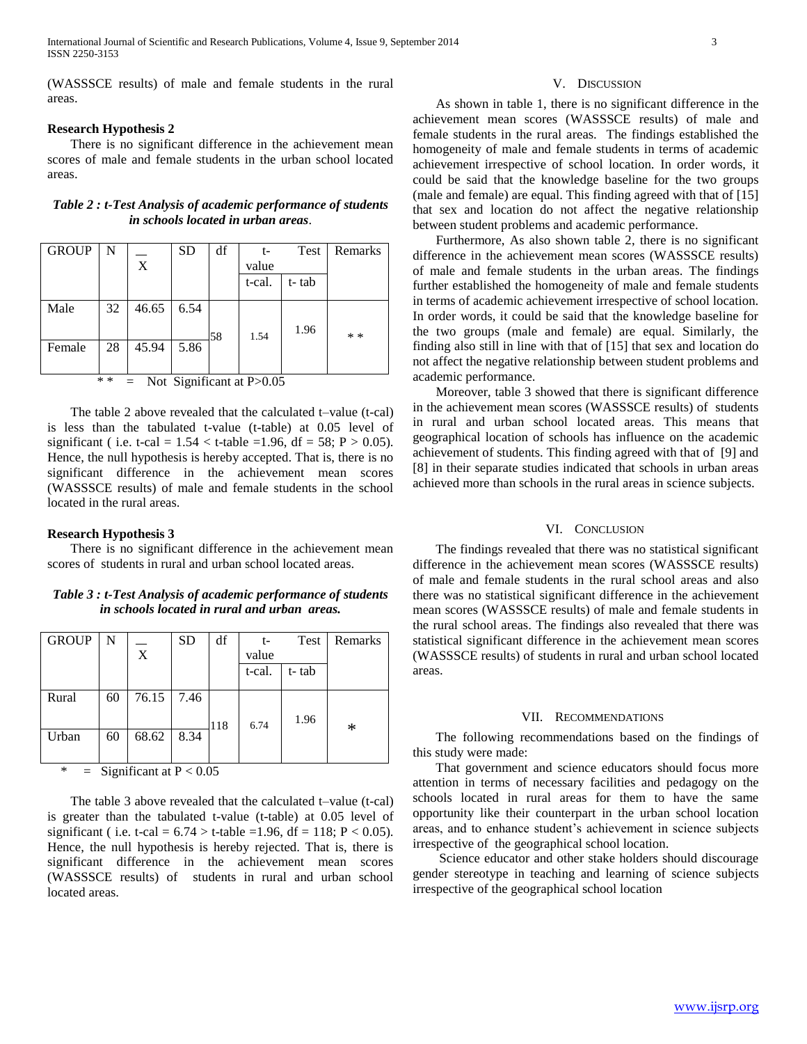(WASSSCE results) of male and female students in the rural areas.

**Research Hypothesis 2**

There is no significant difference in the achievement mean scores of male and female students in the urban school located areas.

***Table 2 : t-Test Analysis of academic performance of students in schools located in urban areas*.**

| GROUP | N | $\bar{X}$ | SD | df | t-Test value | | Remarks |
|---|---|---|---|---|---|---|---|
| | | | | | t-cal. | t- tab | |
| Male | 32 | 46.65 | 6.54 | 58 | 1.54 | 1.96 | * * |
| Female | 28 | 45.94 | 5.86 | | | | |

* * = Not Significant at P>0.05

The table 2 above revealed that the calculated t–value (t-cal) is less than the tabulated t-value (t-table) at 0.05 level of significant ( i.e. t-cal = 1.54 < t-table =1.96, df = 58; $P > 0.05$). Hence, the null hypothesis is hereby accepted. That is, there is no significant difference in the achievement mean scores (WASSSCE results) of male and female students in the school located in the rural areas.

**Research Hypothesis 3**

There is no significant difference in the achievement mean scores of students in rural and urban school located areas.

***Table 3 : t-Test Analysis of academic performance of students in schools located in rural and urban areas.***

| GROUP | N | $\bar{X}$ | SD | df | t-Test value | | Remarks |
|---|---|---|---|---|---|---|---|
| | | | | | t-cal. | t- tab | |
| Rural | 60 | 76.15 | 7.46 | 118 | 6.74 | 1.96 | * |
| Urban | 60 | 68.62 | 8.34 | | | | |

* = Significant at P < 0.05

The table 3 above revealed that the calculated t–value (t-cal) is greater than the tabulated t-value (t-table) at 0.05 level of significant ( i.e. t-cal = 6.74 > t-table =1.96, df = 118; $P < 0.05$). Hence, the null hypothesis is hereby rejected. That is, there is significant difference in the achievement mean scores (WASSSCE results) of students in rural and urban school located areas.

## V. Discussion

As shown in table 1, there is no significant difference in the achievement mean scores (WASSSCE results) of male and female students in the rural areas. The findings established the homogeneity of male and female students in terms of academic achievement irrespective of school location. In order words, it could be said that the knowledge baseline for the two groups (male and female) are equal. This finding agreed with that of [15] that sex and location do not affect the negative relationship between student problems and academic performance.

Furthermore, As also shown table 2, there is no significant difference in the achievement mean scores (WASSSCE results) of male and female students in the urban areas. The findings further established the homogeneity of male and female students in terms of academic achievement irrespective of school location. In order words, it could be said that the knowledge baseline for the two groups (male and female) are equal. Similarly, the finding also still in line with that of [15] that sex and location do not affect the negative relationship between student problems and academic performance.

Moreover, table 3 showed that there is significant difference in the achievement mean scores (WASSSCE results) of students in rural and urban school located areas. This means that geographical location of schools has influence on the academic achievement of students. This finding agreed with that of [9] and [8] in their separate studies indicated that schools in urban areas achieved more than schools in the rural areas in science subjects.

## VI. Conclusion

The findings revealed that there was no statistical significant difference in the achievement mean scores (WASSSCE results) of male and female students in the rural school areas and also there was no statistical significant difference in the achievement mean scores (WASSSCE results) of male and female students in the rural school areas. The findings also revealed that there was statistical significant difference in the achievement mean scores (WASSSCE results) of students in rural and urban school located areas.

## VII. Recommendations

The following recommendations based on the findings of this study were made:

That government and science educators should focus more attention in terms of necessary facilities and pedagogy on the schools located in rural areas for them to have the same opportunity like their counterpart in the urban school location areas, and to enhance student's achievement in science subjects irrespective of the geographical school location.

Science educator and other stake holders should discourage gender stereotype in teaching and learning of science subjects irrespective of the geographical school location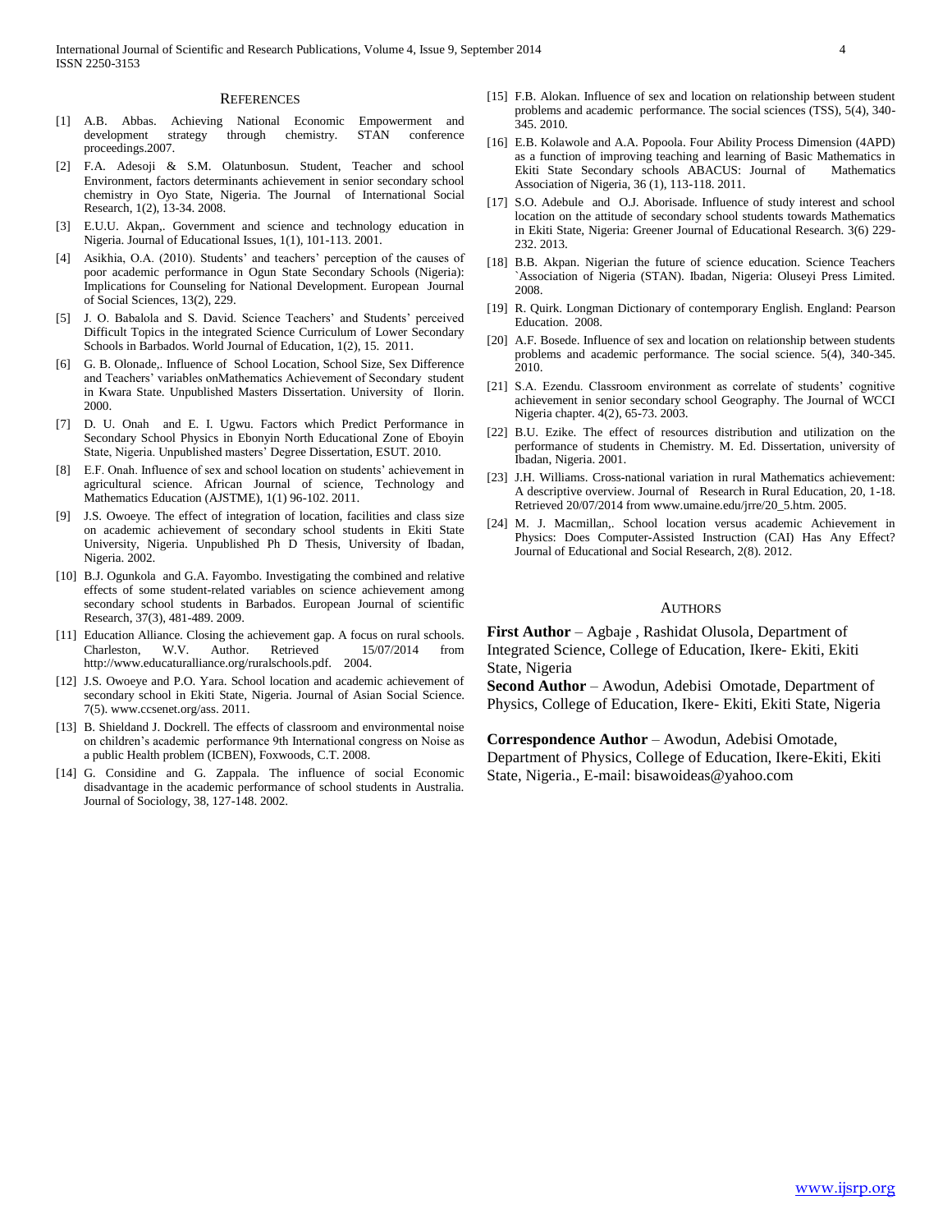## References

[1] A.B. Abbas. Achieving National Economic Empowerment and development strategy through chemistry. STAN conference proceedings.2007.

[2] F.A. Adesoji & S.M. Olatunbosun. Student, Teacher and school Environment, factors determinants achievement in senior secondary school chemistry in Oyo State, Nigeria. The Journal of International Social Research, 1(2), 13-34. 2008.

[3] E.U.U. Akpan,. Government and science and technology education in Nigeria. Journal of Educational Issues, 1(1), 101-113. 2001.

[4] Asikhia, O.A. (2010). Students' and teachers' perception of the causes of poor academic performance in Ogun State Secondary Schools (Nigeria): Implications for Counseling for National Development. European Journal of Social Sciences, 13(2), 229.

[5] J. O. Babalola and S. David. Science Teachers' and Students' perceived Difficult Topics in the integrated Science Curriculum of Lower Secondary Schools in Barbados. World Journal of Education, 1(2), 15. 2011.

[6] G. B. Olonade,. Influence of School Location, School Size, Sex Difference and Teachers' variables onMathematics Achievement of Secondary student in Kwara State. Unpublished Masters Dissertation. University of Ilorin. 2000.

[7] D. U. Onah and E. I. Ugwu. Factors which Predict Performance in Secondary School Physics in Ebonyin North Educational Zone of Eboyin State, Nigeria. Unpublished masters' Degree Dissertation, ESUT. 2010.

[8] E.F. Onah. Influence of sex and school location on students' achievement in agricultural science. African Journal of science, Technology and Mathematics Education (AJSTME), 1(1) 96-102. 2011.

[9] J.S. Owoeye. The effect of integration of location, facilities and class size on academic achievement of secondary school students in Ekiti State University, Nigeria. Unpublished Ph D Thesis, University of Ibadan, Nigeria. 2002.

[10] B.J. Ogunkola and G.A. Fayombo. Investigating the combined and relative effects of some student-related variables on science achievement among secondary school students in Barbados. European Journal of scientific Research, 37(3), 481-489. 2009.

[11] Education Alliance. Closing the achievement gap. A focus on rural schools. Charleston, W.V. Author. Retrieved 15/07/2014 from http://www.educatralliance.org/ruralschools.pdf. 2004.

[12] J.S. Owoeye and P.O. Yara. School location and academic achievement of secondary school in Ekiti State, Nigeria. Journal of Asian Social Science. 7(5). www.ccsenet.org/ass. 2011.

[13] B. Shieldand J. Dockrell. The effects of classroom and environmental noise on children's academic performance 9th International congress on Noise as a public Health problem (ICBEN), Foxwoods, C.T. 2008.

[14] G. Considine and G. Zappala. The influence of social Economic disadvantage in the academic performance of school students in Australia. Journal of Sociology, 38, 127-148. 2002.

[15] F.B. Alokan. Influence of sex and location on relationship between student problems and academic performance. The social sciences (TSS), 5(4), 340-345. 2010.

[16] E.B. Kolawole and A.A. Popoola. Four Ability Process Dimension (4APD) as a function of improving teaching and learning of Basic Mathematics in Ekiti State Secondary schools ABACUS: Journal of Mathematics Association of Nigeria, 36 (1), 113-118. 2011.

[17] S.O. Adebule and O.J. Aborisade. Influence of study interest and school location on the attitude of secondary school students towards Mathematics in Ekiti State, Nigeria: Greener Journal of Educational Research. 3(6) 229-232. 2013.

[18] B.B. Akpan. Nigerian the future of science education. Science Teachers `Association of Nigeria (STAN). Ibadan, Nigeria: Oluseyi Press Limited. 2008.

[19] R. Quirk. Longman Dictionary of contemporary English. England: Pearson Education. 2008.

[20] A.F. Bosede. Influence of sex and location on relationship between students problems and academic performance. The social science. 5(4), 340-345. 2010.

[21] S.A. Ezendu. Classroom environment as correlate of students' cognitive achievement in senior secondary school Geography. The Journal of WCCI Nigeria chapter. 4(2), 65-73. 2003.

[22] B.U. Ezike. The effect of resources distribution and utilization on the performance of students in Chemistry. M. Ed. Dissertation, university of Ibadan, Nigeria. 2001.

[23] J.H. Williams. Cross-national variation in rural Mathematics achievement: A descriptive overview. Journal of Research in Rural Education, 20, 1-18. Retrieved 20/07/2014 from www.umaine.edu/jrre/20_5.htm. 2005.

[24] M. J. Macmillan,. School location versus academic Achievement in Physics: Does Computer-Assisted Instruction (CAI) Has Any Effect? Journal of Educational and Social Research, 2(8). 2012.

## Authors

**First Author** – Agbaje , Rashidat Olusola, Department of Integrated Science, College of Education, Ikere- Ekiti, Ekiti State, Nigeria

**Second Author** – Awodun, Adebisi Omotade, Department of Physics, College of Education, Ikere- Ekiti, Ekiti State, Nigeria

**Correspondence Author** – Awodun, Adebisi Omotade, Department of Physics, College of Education, Ikere-Ekiti, Ekiti State, Nigeria., E-mail: bisawoideas@yahoo.com